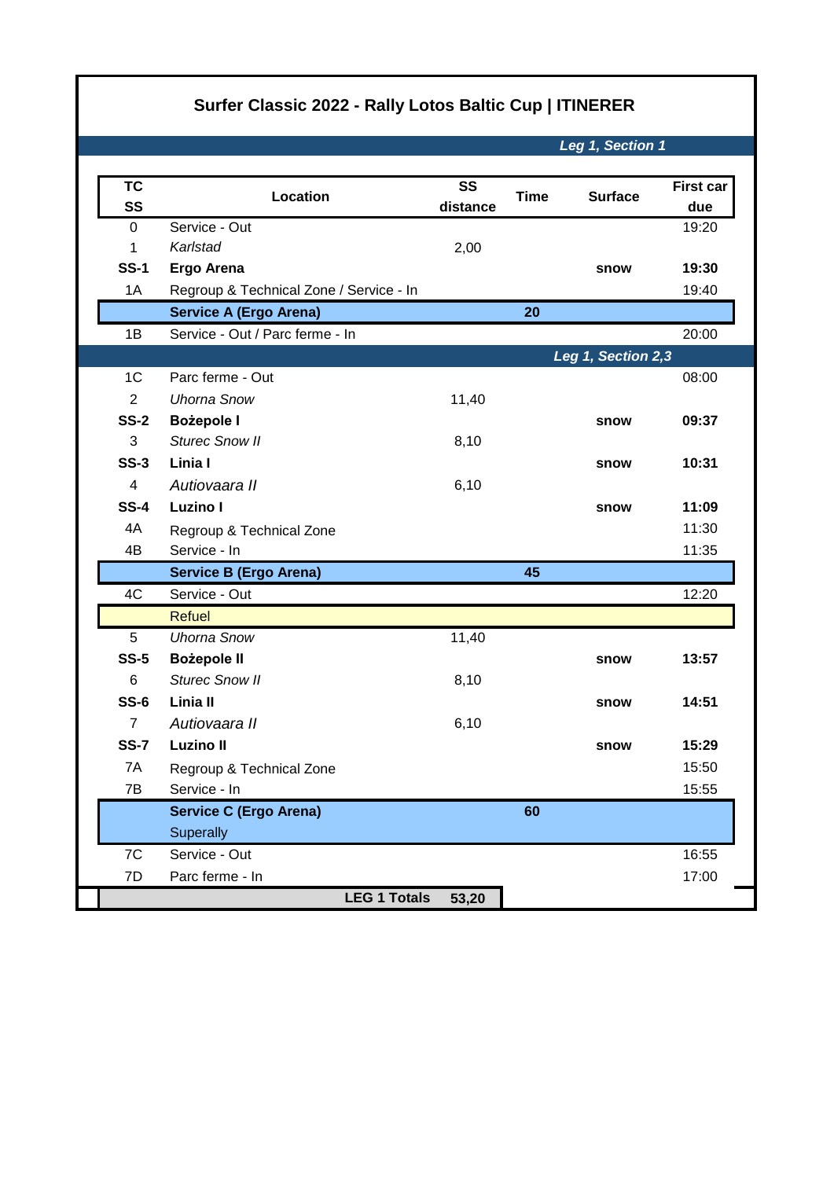# Surfer Classic 2022 - Rally Lotos Baltic Cup | ITINERER

| TC SS | Location | SS distance | Time | Surface | First car due |
|---|---|---|---|---|---|
| | | | | ***Leg 1, Section 1*** | |
| 0 | Service - Out | | | | 19:20 |
| 1 | *Karlstad* | 2,00 | | | |
| **SS-1** | **Ergo Arena** | | | **snow** | **19:30** |
| 1A | Regroup & Technical Zone / Service - In | | | | 19:40 |
| | **Service A (Ergo Arena)** | | **20** | | |
| 1B | Service - Out / Parc ferme - In | | | | 20:00 |
| | | | | ***Leg 1, Section 2,3*** | |
| 1C | Parc ferme - Out | | | | 08:00 |
| 2 | *Uhorna Snow* | 11,40 | | | |
| **SS-2** | **Bożepole I** | | | **snow** | **09:37** |
| 3 | *Sturec Snow II* | 8,10 | | | |
| **SS-3** | **Linia I** | | | **snow** | **10:31** |
| 4 | *Autiovaara II* | 6,10 | | | |
| **SS-4** | **Luzino I** | | | **snow** | **11:09** |
| 4A | Regroup & Technical Zone | | | | 11:30 |
| 4B | Service - In | | | | 11:35 |
| | **Service B (Ergo Arena)** | | **45** | | |
| 4C | Service - Out | | | | 12:20 |
| | Refuel | | | | |
| 5 | *Uhorna Snow* | 11,40 | | | |
| **SS-5** | **Bożepole II** | | | **snow** | **13:57** |
| 6 | *Sturec Snow II* | 8,10 | | | |
| **SS-6** | **Linia II** | | | **snow** | **14:51** |
| 7 | *Autiovaara II* | 6,10 | | | |
| **SS-7** | **Luzino II** | | | **snow** | **15:29** |
| 7A | Regroup & Technical Zone | | | | 15:50 |
| 7B | Service - In | | | | 15:55 |
| | **Service C (Ergo Arena)** Superally | | **60** | | |
| 7C | Service - Out | | | | 16:55 |
| 7D | Parc ferme - In | | | | 17:00 |
| | **LEG 1 Totals** | **53,20** | | | |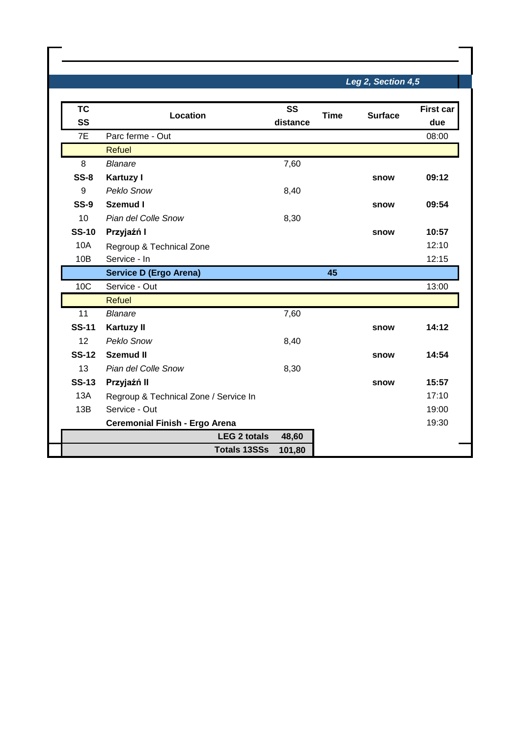## *Leg 2, Section 4,5*

| TC SS | Location | SS distance | Time | Surface | First car due |
|---|---|---|---|---|---|
| 7E | Parc ferme - Out | | | | 08:00 |
| | Refuel | | | | |
| 8 | *Blanare* | 7,60 | | | |
| **SS-8** | **Kartuzy I** | | | **snow** | **09:12** |
| 9 | *Peklo Snow* | 8,40 | | | |
| **SS-9** | **Szemud I** | | | **snow** | **09:54** |
| 10 | *Pian del Colle Snow* | 8,30 | | | |
| **SS-10** | **Przyjaźń I** | | | **snow** | **10:57** |
| 10A | Regroup & Technical Zone | | | | 12:10 |
| 10B | Service - In | | | | 12:15 |
| | **Service D (Ergo Arena)** | | **45** | | |
| 10C | Service - Out | | | | 13:00 |
| | Refuel | | | | |
| 11 | *Blanare* | 7,60 | | | |
| **SS-11** | **Kartuzy II** | | | **snow** | **14:12** |
| 12 | *Peklo Snow* | 8,40 | | | |
| **SS-12** | **Szemud II** | | | **snow** | **14:54** |
| 13 | *Pian del Colle Snow* | 8,30 | | | |
| **SS-13** | **Przyjaźń II** | | | **snow** | **15:57** |
| 13A | Regroup & Technical Zone / Service In | | | | 17:10 |
| 13B | Service - Out | | | | 19:00 |
| | **Ceremonial Finish - Ergo Arena** | | | | 19:30 |
| | **LEG 2 totals** | **48,60** | | | |
| | **Totals 13SSs** | **101,80** | | | |